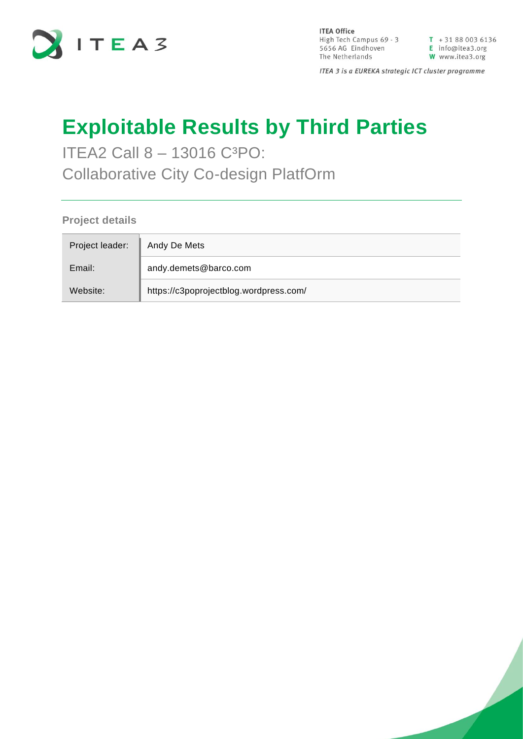ITEA Office
High Tech Campus 69 - 3
5656 AG Eindhoven
The Netherlands

T + 31 88 003 6136
E info@itea3.org
W www.itea3.org

*ITEA 3 is a EUREKA strategic ICT cluster programme*

# Exploitable Results by Third Parties

ITEA2 Call 8 – 13016 C³PO:
Collaborative City Co-design PlatfOrm

### Project details

| Project leader: | Andy De Mets |
| --- | --- |
| Email: | andy.demets@barco.com |
| Website: | https://c3poprojectblog.wordpress.com/ |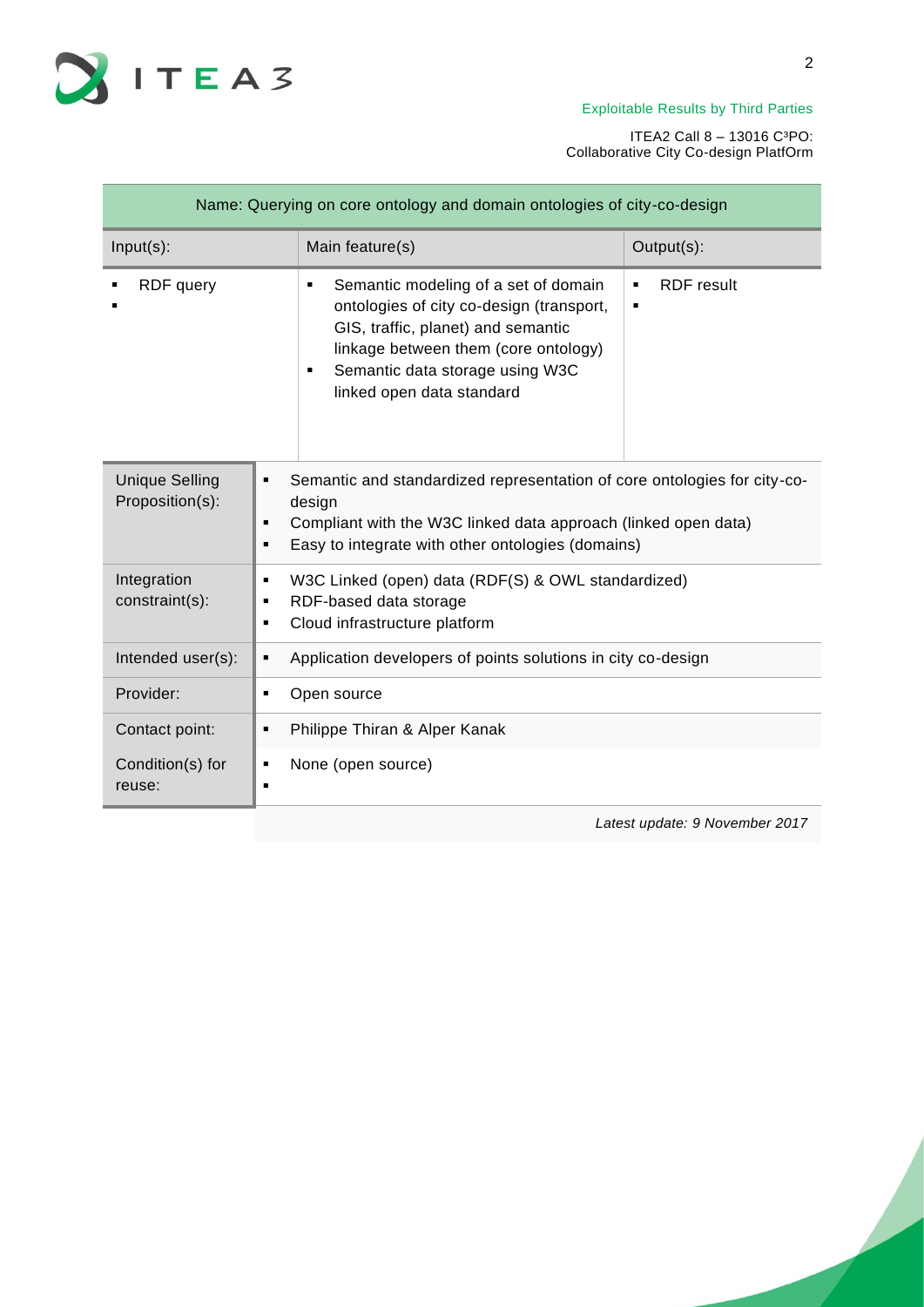| Name: Querying on core ontology and domain ontologies of city-co-design | | |
|---|---|---|
| Input(s): | Main feature(s) | Output(s): |
| ▪ RDF query<br>▪ | ▪ Semantic modeling of a set of domain ontologies of city co-design (transport, GIS, traffic, planet) and semantic linkage between them (core ontology)<br>▪ Semantic data storage using W3C linked open data standard | ▪ RDF result<br>▪ |

| | |
|---|---|
| Unique Selling Proposition(s): | ▪ Semantic and standardized representation of core ontologies for city-co-design<br>▪ Compliant with the W3C linked data approach (linked open data)<br>▪ Easy to integrate with other ontologies (domains) |
| Integration constraint(s): | ▪ W3C Linked (open) data (RDF(S) & OWL standardized)<br>▪ RDF-based data storage<br>▪ Cloud infrastructure platform |
| Intended user(s): | ▪ Application developers of points solutions in city co-design |
| Provider: | ▪ Open source |
| Contact point: | ▪ Philippe Thiran & Alper Kanak |
| Condition(s) for reuse: | ▪ None (open source)<br>▪ |

*Latest update: 9 November 2017*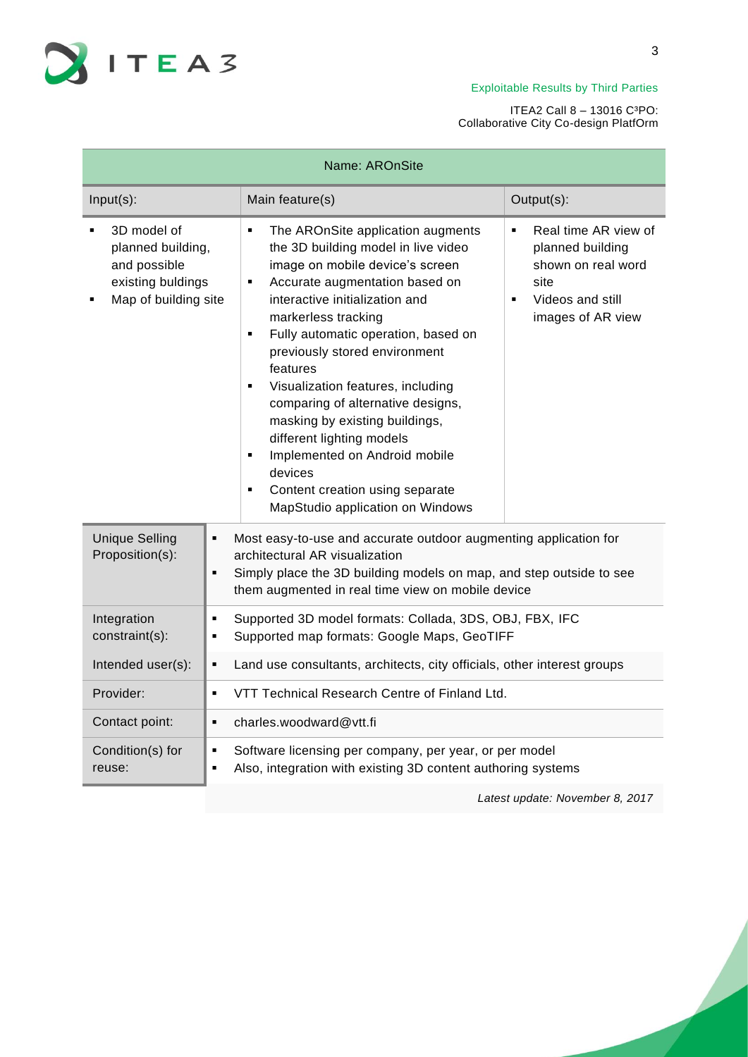| Name: AROnSite | | |
|---|---|---|
| Input(s): | Main feature(s) | Output(s): |
| ▪ 3D model of planned building, and possible existing buldings<br>▪ Map of building site | ▪ The AROnSite application augments the 3D building model in live video image on mobile device's screen<br>▪ Accurate augmentation based on interactive initialization and markerless tracking<br>▪ Fully automatic operation, based on previously stored environment features<br>▪ Visualization features, including comparing of alternative designs, masking by existing buildings, different lighting models<br>▪ Implemented on Android mobile devices<br>▪ Content creation using separate MapStudio application on Windows | ▪ Real time AR view of planned building shown on real word site<br>▪ Videos and still images of AR view |

| | |
|---|---|
| Unique Selling Proposition(s): | ▪ Most easy-to-use and accurate outdoor augmenting application for architectural AR visualization<br>▪ Simply place the 3D building models on map, and step outside to see them augmented in real time view on mobile device |
| Integration constraint(s): | ▪ Supported 3D model formats: Collada, 3DS, OBJ, FBX, IFC<br>▪ Supported map formats: Google Maps, GeoTIFF |
| Intended user(s): | ▪ Land use consultants, architects, city officials, other interest groups |
| Provider: | ▪ VTT Technical Research Centre of Finland Ltd. |
| Contact point: | ▪ charles.woodward@vtt.fi |
| Condition(s) for reuse: | ▪ Software licensing per company, per year, or per model<br>▪ Also, integration with existing 3D content authoring systems |

*Latest update: November 8, 2017*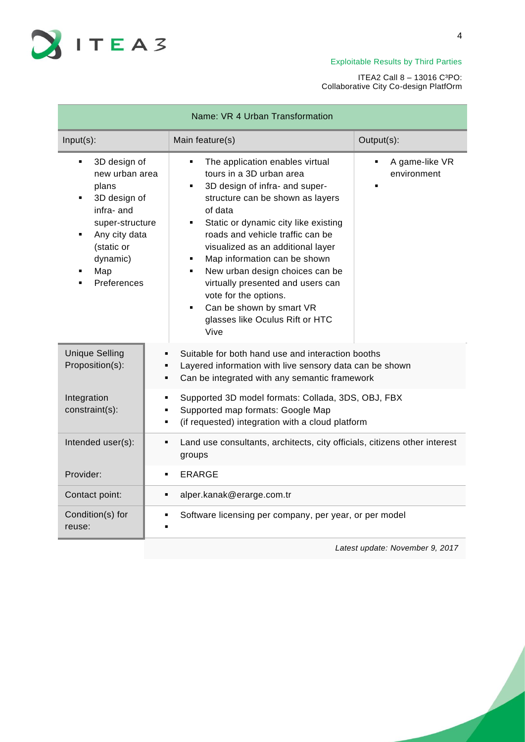| Name: VR 4 Urban Transformation | | |
|---|---|---|
| Input(s): | Main feature(s) | Output(s): |
| ▪ 3D design of new urban area plans<br>▪ 3D design of infra- and super-structure<br>▪ Any city data (static or dynamic)<br>▪ Map<br>▪ Preferences | ▪ The application enables virtual tours in a 3D urban area<br>▪ 3D design of infra- and super-structure can be shown as layers of data<br>▪ Static or dynamic city like existing roads and vehicle traffic can be visualized as an additional layer<br>▪ Map information can be shown<br>▪ New urban design choices can be virtually presented and users can vote for the options.<br>▪ Can be shown by smart VR glasses like Oculus Rift or HTC Vive | ▪ A game-like VR environment<br>▪ |

| | |
|---|---|
| Unique Selling Proposition(s): | ▪ Suitable for both hand use and interaction booths<br>▪ Layered information with live sensory data can be shown<br>▪ Can be integrated with any semantic framework |
| Integration constraint(s): | ▪ Supported 3D model formats: Collada, 3DS, OBJ, FBX<br>▪ Supported map formats: Google Map<br>▪ (if requested) integration with a cloud platform |
| Intended user(s): | ▪ Land use consultants, architects, city officials, citizens other interest groups |
| Provider: | ▪ ERARGE |
| Contact point: | ▪ alper.kanak@erarge.com.tr |
| Condition(s) for reuse: | ▪ Software licensing per company, per year, or per model<br>▪ |

*Latest update: November 9, 2017*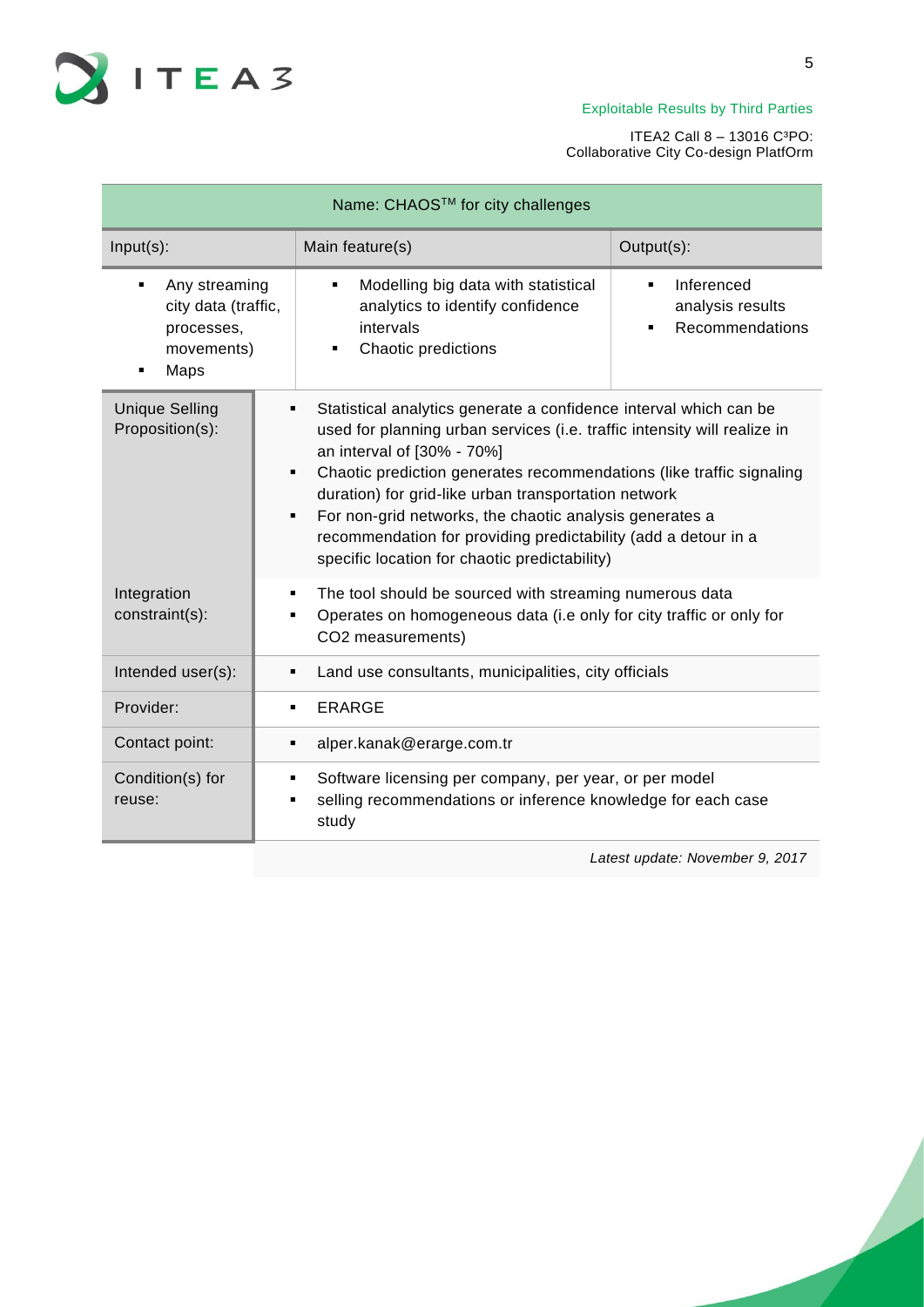| Name: CHAOS™ for city challenges | | |
|---|---|---|
| Input(s): | Main feature(s) | Output(s): |
| ▪ Any streaming city data (traffic, processes, movements)<br>▪ Maps | ▪ Modelling big data with statistical analytics to identify confidence intervals<br>▪ Chaotic predictions | ▪ Inferenced analysis results<br>▪ Recommendations |
| Unique Selling Proposition(s): | ▪ Statistical analytics generate a confidence interval which can be used for planning urban services (i.e. traffic intensity will realize in an interval of [30% - 70%]<br>▪ Chaotic prediction generates recommendations (like traffic signaling duration) for grid-like urban transportation network<br>▪ For non-grid networks, the chaotic analysis generates a recommendation for providing predictability (add a detour in a specific location for chaotic predictability) | |
| Integration constraint(s): | ▪ The tool should be sourced with streaming numerous data<br>▪ Operates on homogeneous data (i.e only for city traffic or only for $CO_2$ measurements) | |
| Intended user(s): | ▪ Land use consultants, municipalities, city officials | |
| Provider: | ▪ ERARGE | |
| Contact point: | ▪ alper.kanak@erarge.com.tr | |
| Condition(s) for reuse: | ▪ Software licensing per company, per year, or per model<br>▪ selling recommendations or inference knowledge for each case study | |

*Latest update: November 9, 2017*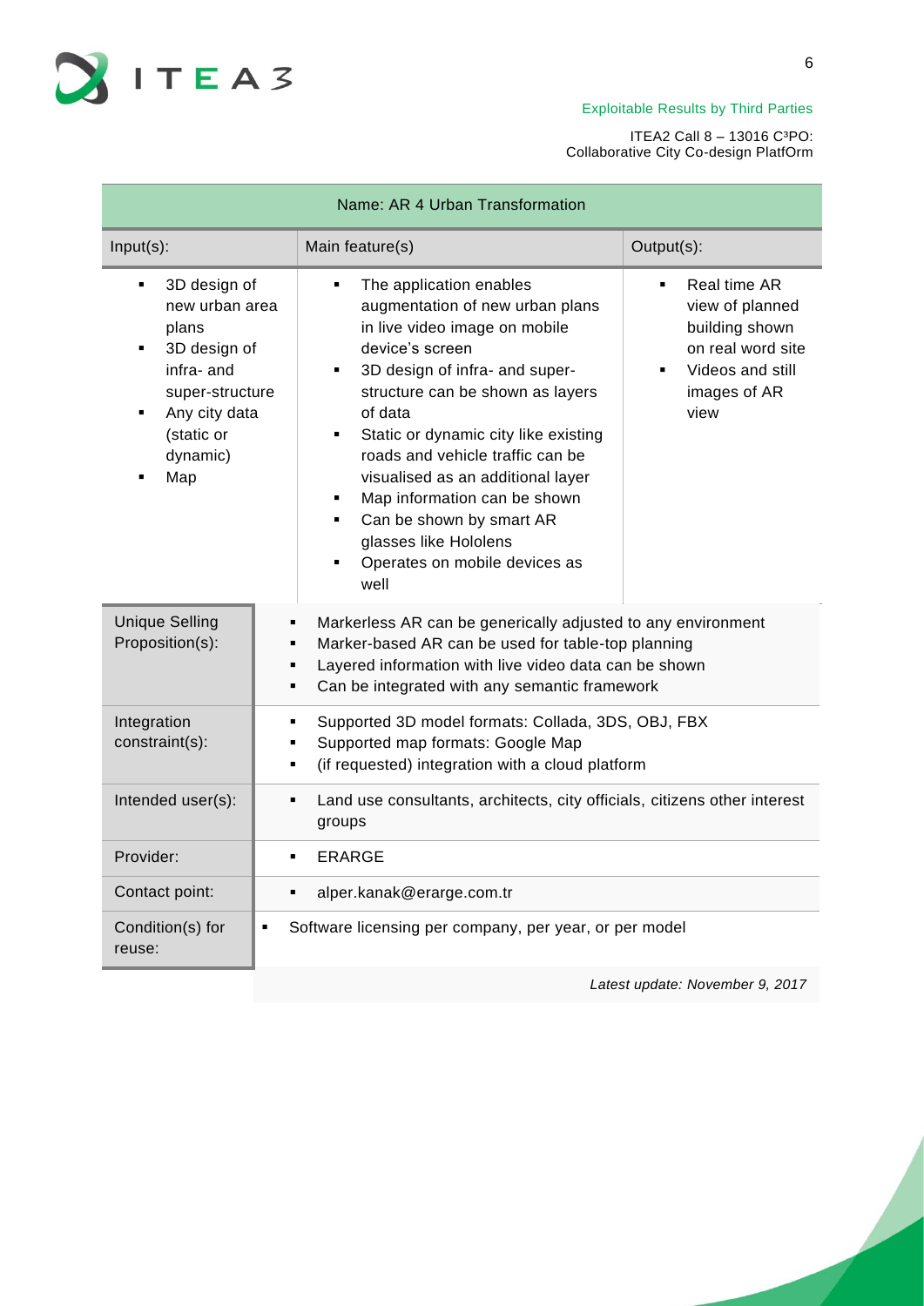| Name: AR 4 Urban Transformation | | |
|---|---|---|
| Input(s): | Main feature(s) | Output(s): |
| ▪ 3D design of new urban area plans<br>▪ 3D design of infra- and super-structure<br>▪ Any city data (static or dynamic)<br>▪ Map | ▪ The application enables augmentation of new urban plans in live video image on mobile device's screen<br>▪ 3D design of infra- and super-structure can be shown as layers of data<br>▪ Static or dynamic city like existing roads and vehicle traffic can be visualised as an additional layer<br>▪ Map information can be shown<br>▪ Can be shown by smart AR glasses like Hololens<br>▪ Operates on mobile devices as well | ▪ Real time AR view of planned building shown on real word site<br>▪ Videos and still images of AR view |

| | |
|---|---|
| Unique Selling Proposition(s): | ▪ Markerless AR can be generically adjusted to any environment<br>▪ Marker-based AR can be used for table-top planning<br>▪ Layered information with live video data can be shown<br>▪ Can be integrated with any semantic framework |
| Integration constraint(s): | ▪ Supported 3D model formats: Collada, 3DS, OBJ, FBX<br>▪ Supported map formats: Google Map<br>▪ (if requested) integration with a cloud platform |
| Intended user(s): | ▪ Land use consultants, architects, city officials, citizens other interest groups |
| Provider: | ▪ ERARGE |
| Contact point: | ▪ alper.kanak@erarge.com.tr |
| Condition(s) for reuse: | ▪ Software licensing per company, per year, or per model |

*Latest update: November 9, 2017*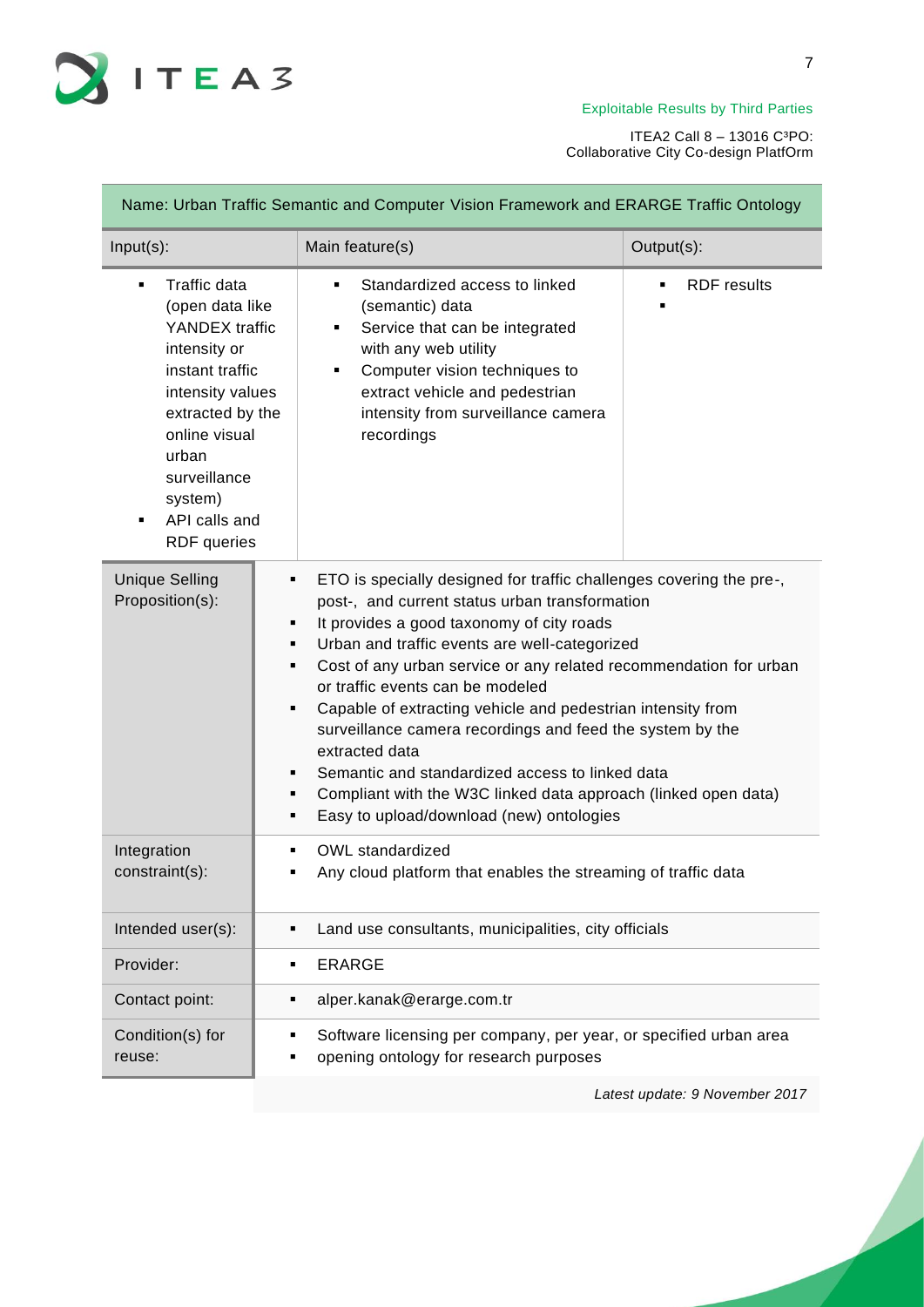| Name: Urban Traffic Semantic and Computer Vision Framework and ERARGE Traffic Ontology | | |
|---|---|---|
| Input(s): | Main feature(s) | Output(s): |
| ▪ Traffic data (open data like YANDEX traffic intensity or instant traffic intensity values extracted by the online visual urban surveillance system)<br>▪ API calls and RDF queries | ▪ Standardized access to linked (semantic) data<br>▪ Service that can be integrated with any web utility<br>▪ Computer vision techniques to extract vehicle and pedestrian intensity from surveillance camera recordings | ▪ RDF results<br>▪ |

| | |
|---|---|
| Unique Selling Proposition(s): | ▪ ETO is specially designed for traffic challenges covering the pre-, post-, and current status urban transformation<br>▪ It provides a good taxonomy of city roads<br>▪ Urban and traffic events are well-categorized<br>▪ Cost of any urban service or any related recommendation for urban or traffic events can be modeled<br>▪ Capable of extracting vehicle and pedestrian intensity from surveillance camera recordings and feed the system by the extracted data<br>▪ Semantic and standardized access to linked data<br>▪ Compliant with the W3C linked data approach (linked open data)<br>▪ Easy to upload/download (new) ontologies |
| Integration constraint(s): | ▪ OWL standardized<br>▪ Any cloud platform that enables the streaming of traffic data |
| Intended user(s): | ▪ Land use consultants, municipalities, city officials |
| Provider: | ▪ ERARGE |
| Contact point: | ▪ alper.kanak@erarge.com.tr |
| Condition(s) for reuse: | ▪ Software licensing per company, per year, or specified urban area<br>▪ opening ontology for research purposes |

*Latest update: 9 November 2017*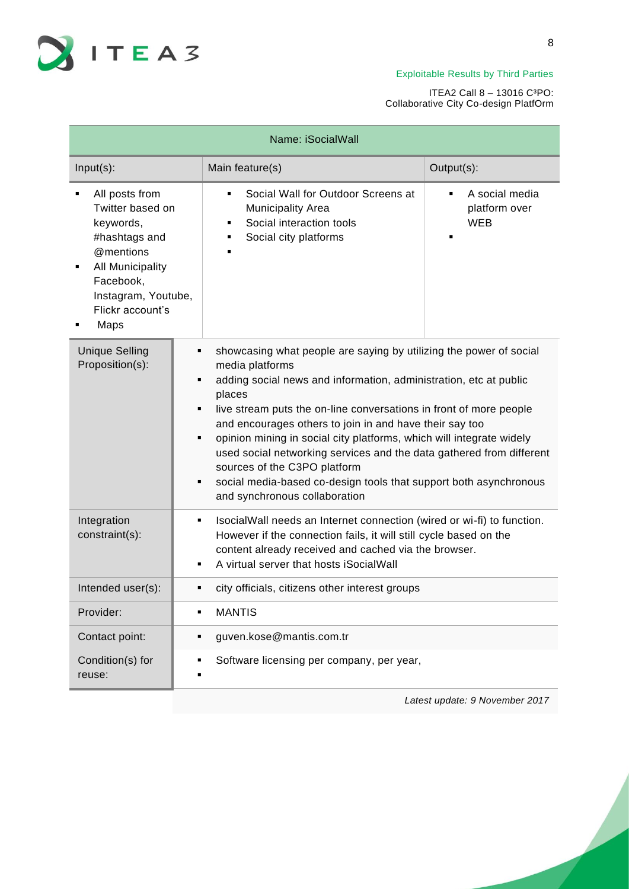| Name: iSocialWall | | |
|---|---|---|
| Input(s): | Main feature(s) | Output(s): |
| • All posts from Twitter based on keywords, #hashtags and @mentions<br>• All Municipality Facebook, Instagram, Youtube, Flickr account's<br>• Maps | • Social Wall for Outdoor Screens at Municipality Area<br>• Social interaction tools<br>• Social city platforms<br>• | • A social media platform over WEB<br>• |

| | |
|---|---|
| Unique Selling Proposition(s): | • showcasing what people are saying by utilizing the power of social media platforms<br>• adding social news and information, administration, etc at public places<br>• live stream puts the on-line conversations in front of more people and encourages others to join in and have their say too<br>• opinion mining in social city platforms, which will integrate widely used social networking services and the data gathered from different sources of the C3PO platform<br>• social media-based co-design tools that support both asynchronous and synchronous collaboration |
| Integration constraint(s): | • IsocialWall needs an Internet connection (wired or wi-fi) to function. However if the connection fails, it will still cycle based on the content already received and cached via the browser.<br>• A virtual server that hosts iSocialWall |
| Intended user(s): | • city officials, citizens other interest groups |
| Provider: | • MANTIS |
| Contact point: | • guven.kose@mantis.com.tr |
| Condition(s) for reuse: | • Software licensing per company, per year,<br>• |

*Latest update: 9 November 2017*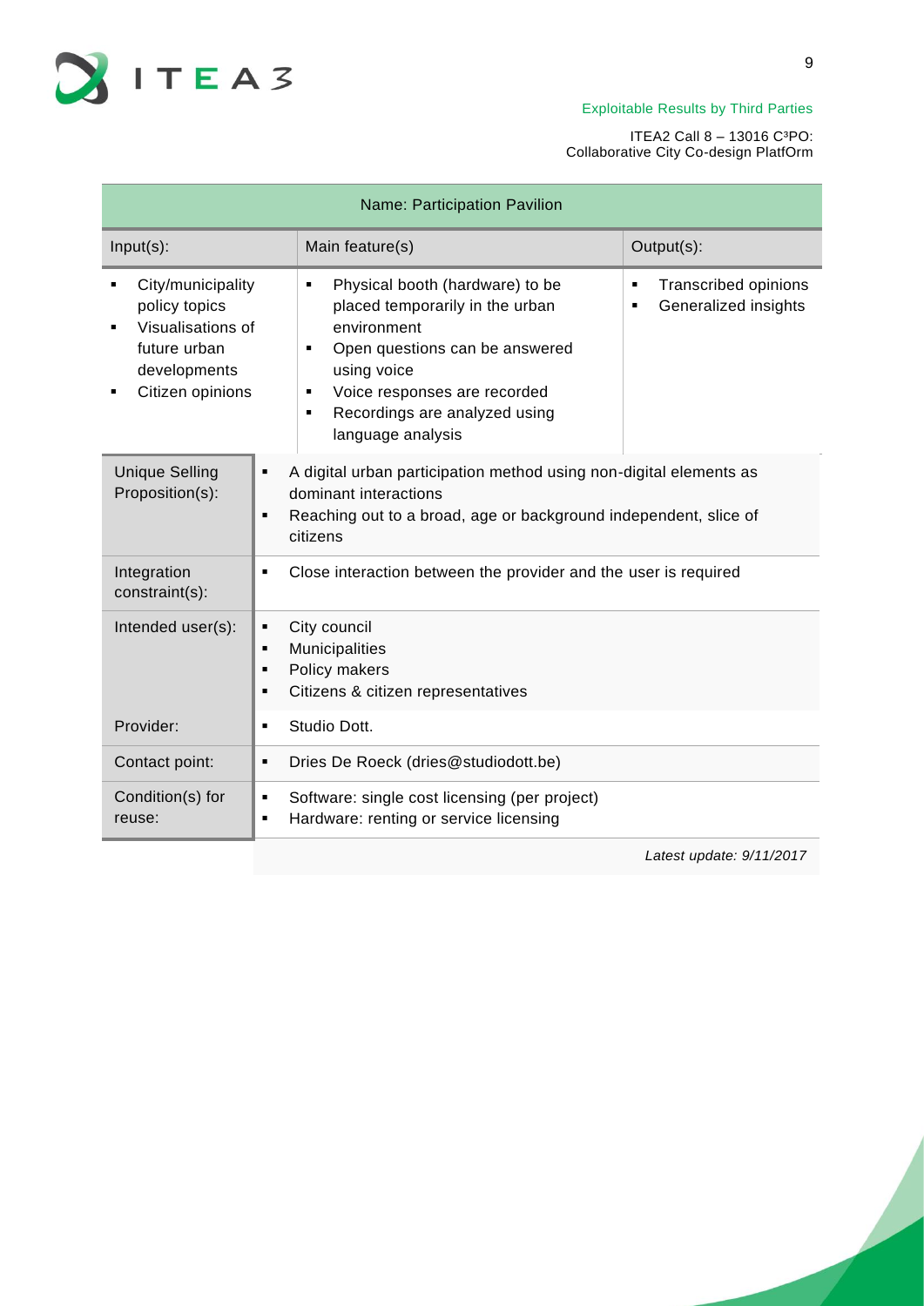| Name: Participation Pavilion | | |
|---|---|---|
| Input(s): | Main feature(s) | Output(s): |
| ▪ City/municipality policy topics<br>▪ Visualisations of future urban developments<br>▪ Citizen opinions | ▪ Physical booth (hardware) to be placed temporarily in the urban environment<br>▪ Open questions can be answered using voice<br>▪ Voice responses are recorded<br>▪ Recordings are analyzed using language analysis | ▪ Transcribed opinions<br>▪ Generalized insights |
| Unique Selling Proposition(s): | ▪ A digital urban participation method using non-digital elements as dominant interactions<br>▪ Reaching out to a broad, age or background independent, slice of citizens | |
| Integration constraint(s): | ▪ Close interaction between the provider and the user is required | |
| Intended user(s): | ▪ City council<br>▪ Municipalities<br>▪ Policy makers<br>▪ Citizens & citizen representatives | |
| Provider: | ▪ Studio Dott. | |
| Contact point: | ▪ Dries De Roeck (dries@studiodott.be) | |
| Condition(s) for reuse: | ▪ Software: single cost licensing (per project)<br>▪ Hardware: renting or service licensing | |
| | | *Latest update: 9/11/2017* |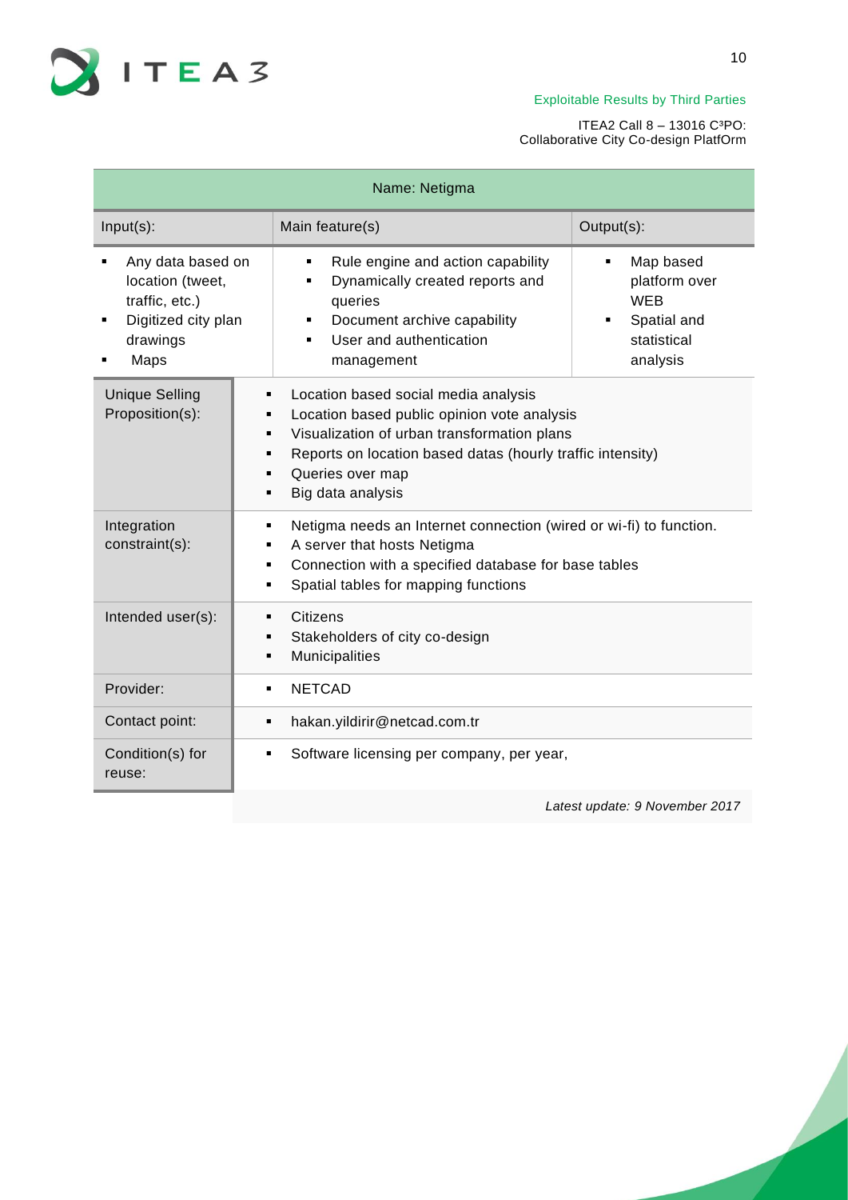| Name: Netigma | | |
|---|---|---|
| Input(s): | Main feature(s) | Output(s): |
| ▪ Any data based on location (tweet, traffic, etc.)<br>▪ Digitized city plan drawings<br>▪ Maps | ▪ Rule engine and action capability<br>▪ Dynamically created reports and queries<br>▪ Document archive capability<br>▪ User and authentication management | ▪ Map based platform over WEB<br>▪ Spatial and statistical analysis |
| Unique Selling Proposition(s): | ▪ Location based social media analysis<br>▪ Location based public opinion vote analysis<br>▪ Visualization of urban transformation plans<br>▪ Reports on location based datas (hourly traffic intensity)<br>▪ Queries over map<br>▪ Big data analysis | |
| Integration constraint(s): | ▪ Netigma needs an Internet connection (wired or wi-fi) to function.<br>▪ A server that hosts Netigma<br>▪ Connection with a specified database for base tables<br>▪ Spatial tables for mapping functions | |
| Intended user(s): | ▪ Citizens<br>▪ Stakeholders of city co-design<br>▪ Municipalities | |
| Provider: | ▪ NETCAD | |
| Contact point: | ▪ hakan.yildirir@netcad.com.tr | |
| Condition(s) for reuse: | ▪ Software licensing per company, per year, | |

*Latest update: 9 November 2017*